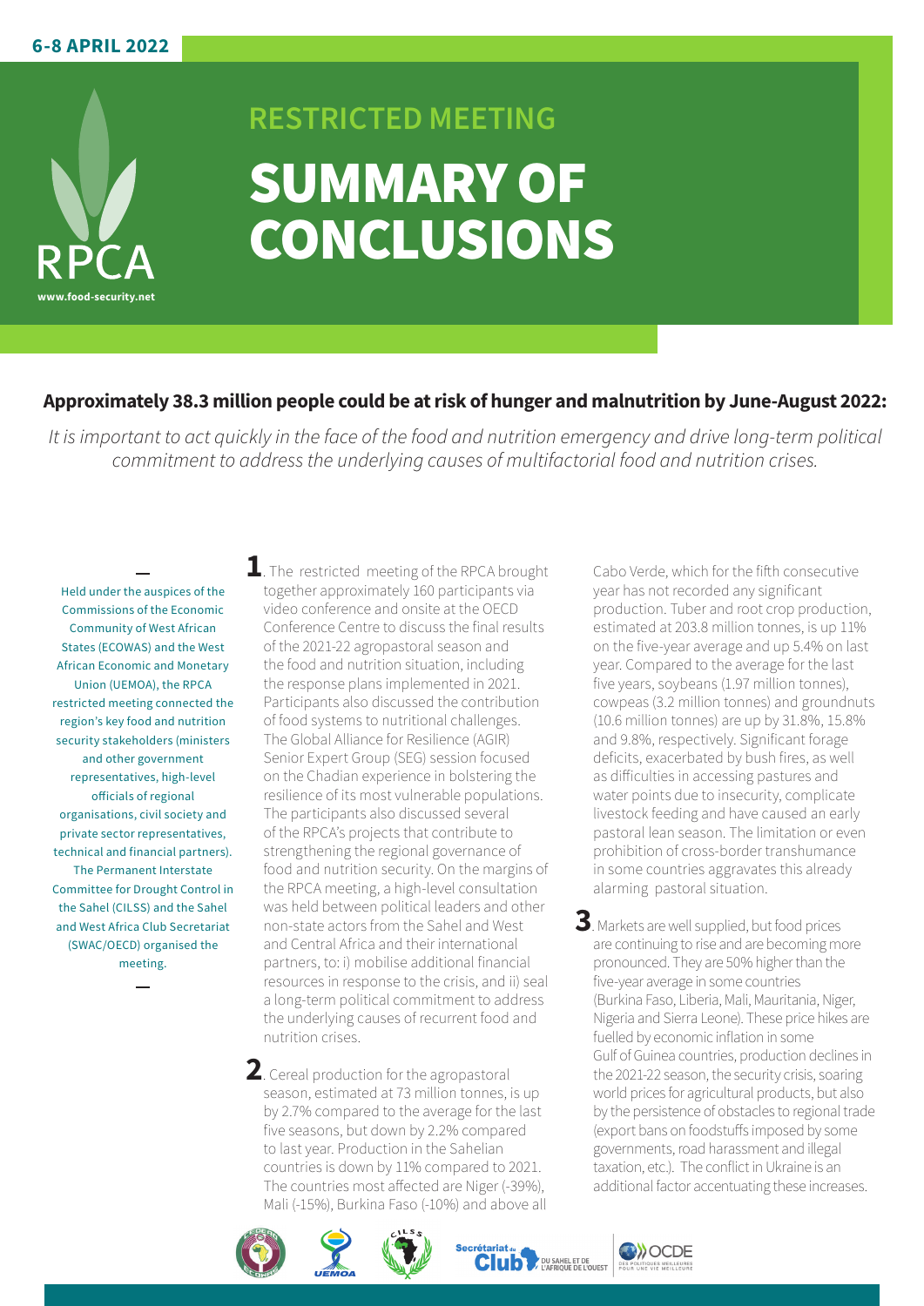6-8 APRIL 2022

RPCA
www.food-security.net

## RESTRICTED MEETING

# SUMMARY OF CONCLUSIONS

**Approximately 38.3 million people could be at risk of hunger and malnutrition by June-August 2022:**

*It is important to act quickly in the face of the food and nutrition emergency and drive long-term political commitment to address the underlying causes of multifactorial food and nutrition crises.*

Held under the auspices of the Commissions of the Economic Community of West African States (ECOWAS) and the West African Economic and Monetary Union (UEMOA), the RPCA restricted meeting connected the region's key food and nutrition security stakeholders (ministers and other government representatives, high-level officials of regional organisations, civil society and private sector representatives, technical and financial partners). The Permanent Interstate Committee for Drought Control in the Sahel (CILSS) and the Sahel and West Africa Club Secretariat (SWAC/OECD) organised the meeting.

**1**. The restricted meeting of the RPCA brought together approximately 160 participants via video conference and onsite at the OECD Conference Centre to discuss the final results of the 2021-22 agropastoral season and the food and nutrition situation, including the response plans implemented in 2021. Participants also discussed the contribution of food systems to nutritional challenges. The Global Alliance for Resilience (AGIR) Senior Expert Group (SEG) session focused on the Chadian experience in bolstering the resilience of its most vulnerable populations. The participants also discussed several of the RPCA's projects that contribute to strengthening the regional governance of food and nutrition security. On the margins of the RPCA meeting, a high-level consultation was held between political leaders and other non-state actors from the Sahel and West and Central Africa and their international partners, to: i) mobilise additional financial resources in response to the crisis, and ii) seal a long-term political commitment to address the underlying causes of recurrent food and nutrition crises.

**2**. Cereal production for the agropastoral season, estimated at 73 million tonnes, is up by 2.7% compared to the average for the last five seasons, but down by 2.2% compared to last year. Production in the Sahelian countries is down by 11% compared to 2021. The countries most affected are Niger (-39%), Mali (-15%), Burkina Faso (-10%) and above all Cabo Verde, which for the fifth consecutive year has not recorded any significant production. Tuber and root crop production, estimated at 203.8 million tonnes, is up 11% on the five-year average and up 5.4% on last year. Compared to the average for the last five years, soybeans (1.97 million tonnes), cowpeas (3.2 million tonnes) and groundnuts (10.6 million tonnes) are up by 31.8%, 15.8% and 9.8%, respectively. Significant forage deficits, exacerbated by bush fires, as well as difficulties in accessing pastures and water points due to insecurity, complicate livestock feeding and have caused an early pastoral lean season. The limitation or even prohibition of cross-border transhumance in some countries aggravates this already alarming pastoral situation.

**3**. Markets are well supplied, but food prices are continuing to rise and are becoming more pronounced. They are 50% higher than the five-year average in some countries (Burkina Faso, Liberia, Mali, Mauritania, Niger, Nigeria and Sierra Leone). These price hikes are fuelled by economic inflation in some Gulf of Guinea countries, production declines in the 2021-22 season, the security crisis, soaring world prices for agricultural products, but also by the persistence of obstacles to regional trade (export bans on foodstuffs imposed by some governments, road harassment and illegal taxation, etc.). The conflict in Ukraine is an additional factor accentuating these increases.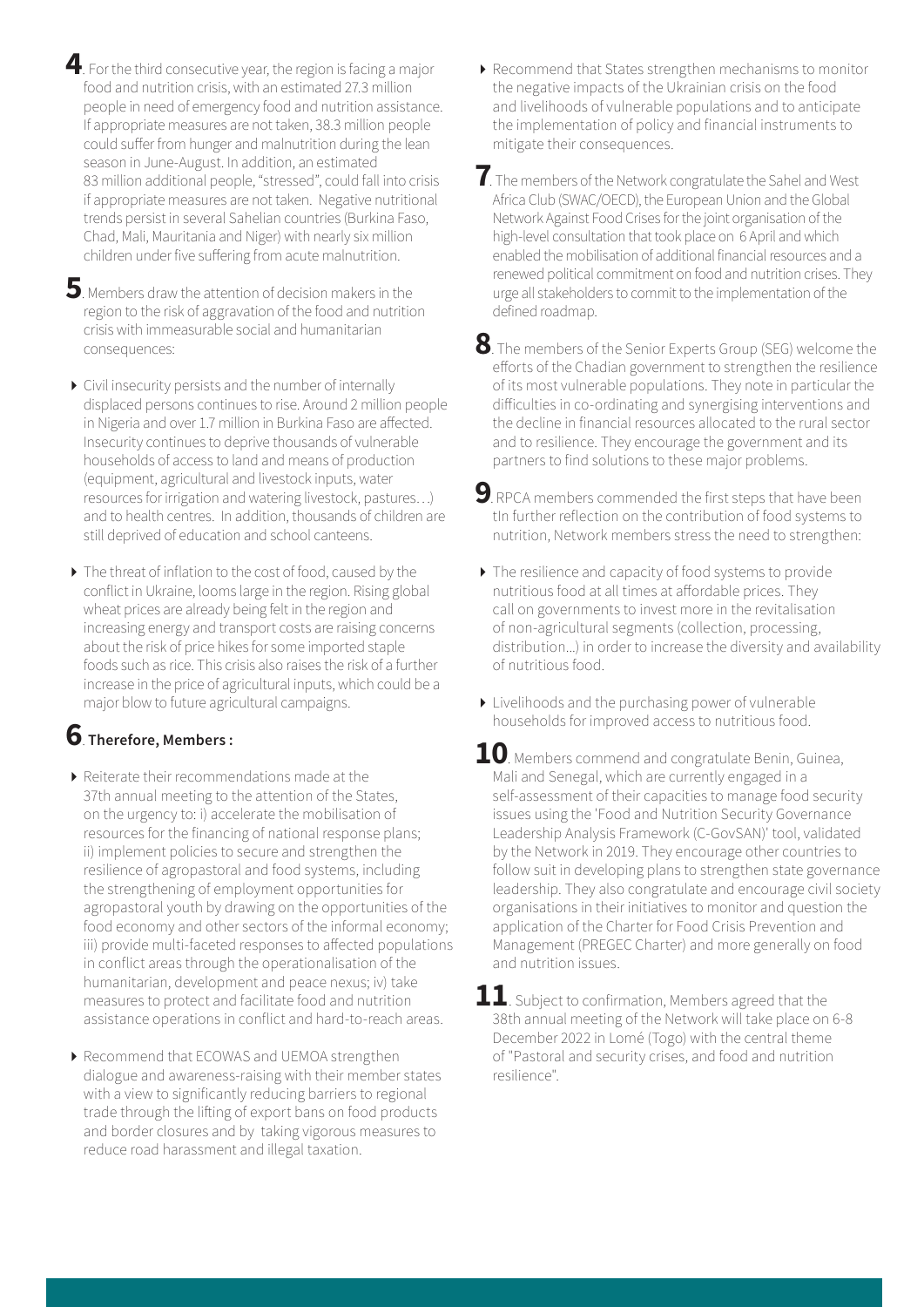**4**. For the third consecutive year, the region is facing a major food and nutrition crisis, with an estimated 27.3 million people in need of emergency food and nutrition assistance. If appropriate measures are not taken, 38.3 million people could suffer from hunger and malnutrition during the lean season in June-August. In addition, an estimated 83 million additional people, "stressed", could fall into crisis if appropriate measures are not taken. Negative nutritional trends persist in several Sahelian countries (Burkina Faso, Chad, Mali, Mauritania and Niger) with nearly six million children under five suffering from acute malnutrition.

**5**. Members draw the attention of decision makers in the region to the risk of aggravation of the food and nutrition crisis with immeasurable social and humanitarian consequences:

- Civil insecurity persists and the number of internally displaced persons continues to rise. Around 2 million people in Nigeria and over 1.7 million in Burkina Faso are affected. Insecurity continues to deprive thousands of vulnerable households of access to land and means of production (equipment, agricultural and livestock inputs, water resources for irrigation and watering livestock, pastures…) and to health centres. In addition, thousands of children are still deprived of education and school canteens.
- The threat of inflation to the cost of food, caused by the conflict in Ukraine, looms large in the region. Rising global wheat prices are already being felt in the region and increasing energy and transport costs are raising concerns about the risk of price hikes for some imported staple foods such as rice. This crisis also raises the risk of a further increase in the price of agricultural inputs, which could be a major blow to future agricultural campaigns.

**6**. **Therefore, Members :**

- Reiterate their recommendations made at the 37th annual meeting to the attention of the States, on the urgency to: i) accelerate the mobilisation of resources for the financing of national response plans; ii) implement policies to secure and strengthen the resilience of agropastoral and food systems, including the strengthening of employment opportunities for agropastoral youth by drawing on the opportunities of the food economy and other sectors of the informal economy; iii) provide multi-faceted responses to affected populations in conflict areas through the operationalisation of the humanitarian, development and peace nexus; iv) take measures to protect and facilitate food and nutrition assistance operations in conflict and hard-to-reach areas.
- Recommend that ECOWAS and UEMOA strengthen dialogue and awareness-raising with their member states with a view to significantly reducing barriers to regional trade through the lifting of export bans on food products and border closures and by taking vigorous measures to reduce road harassment and illegal taxation.
- Recommend that States strengthen mechanisms to monitor the negative impacts of the Ukrainian crisis on the food and livelihoods of vulnerable populations and to anticipate the implementation of policy and financial instruments to mitigate their consequences.

**7**. The members of the Network congratulate the Sahel and West Africa Club (SWAC/OECD), the European Union and the Global Network Against Food Crises for the joint organisation of the high-level consultation that took place on 6 April and which enabled the mobilisation of additional financial resources and a renewed political commitment on food and nutrition crises. They urge all stakeholders to commit to the implementation of the defined roadmap.

**8**. The members of the Senior Experts Group (SEG) welcome the efforts of the Chadian government to strengthen the resilience of its most vulnerable populations. They note in particular the difficulties in co-ordinating and synergising interventions and the decline in financial resources allocated to the rural sector and to resilience. They encourage the government and its partners to find solutions to these major problems.

**9**. RPCA members commended the first steps that have been tIn further reflection on the contribution of food systems to nutrition, Network members stress the need to strengthen:

- The resilience and capacity of food systems to provide nutritious food at all times at affordable prices. They call on governments to invest more in the revitalisation of non-agricultural segments (collection, processing, distribution...) in order to increase the diversity and availability of nutritious food.
- Livelihoods and the purchasing power of vulnerable households for improved access to nutritious food.

**10**. Members commend and congratulate Benin, Guinea, Mali and Senegal, which are currently engaged in a self-assessment of their capacities to manage food security issues using the 'Food and Nutrition Security Governance Leadership Analysis Framework (C-GovSAN)' tool, validated by the Network in 2019. They encourage other countries to follow suit in developing plans to strengthen state governance leadership. They also congratulate and encourage civil society organisations in their initiatives to monitor and question the application of the Charter for Food Crisis Prevention and Management (PREGEC Charter) and more generally on food and nutrition issues.

**11**. Subject to confirmation, Members agreed that the 38th annual meeting of the Network will take place on 6-8 December 2022 in Lomé (Togo) with the central theme of "Pastoral and security crises, and food and nutrition resilience".